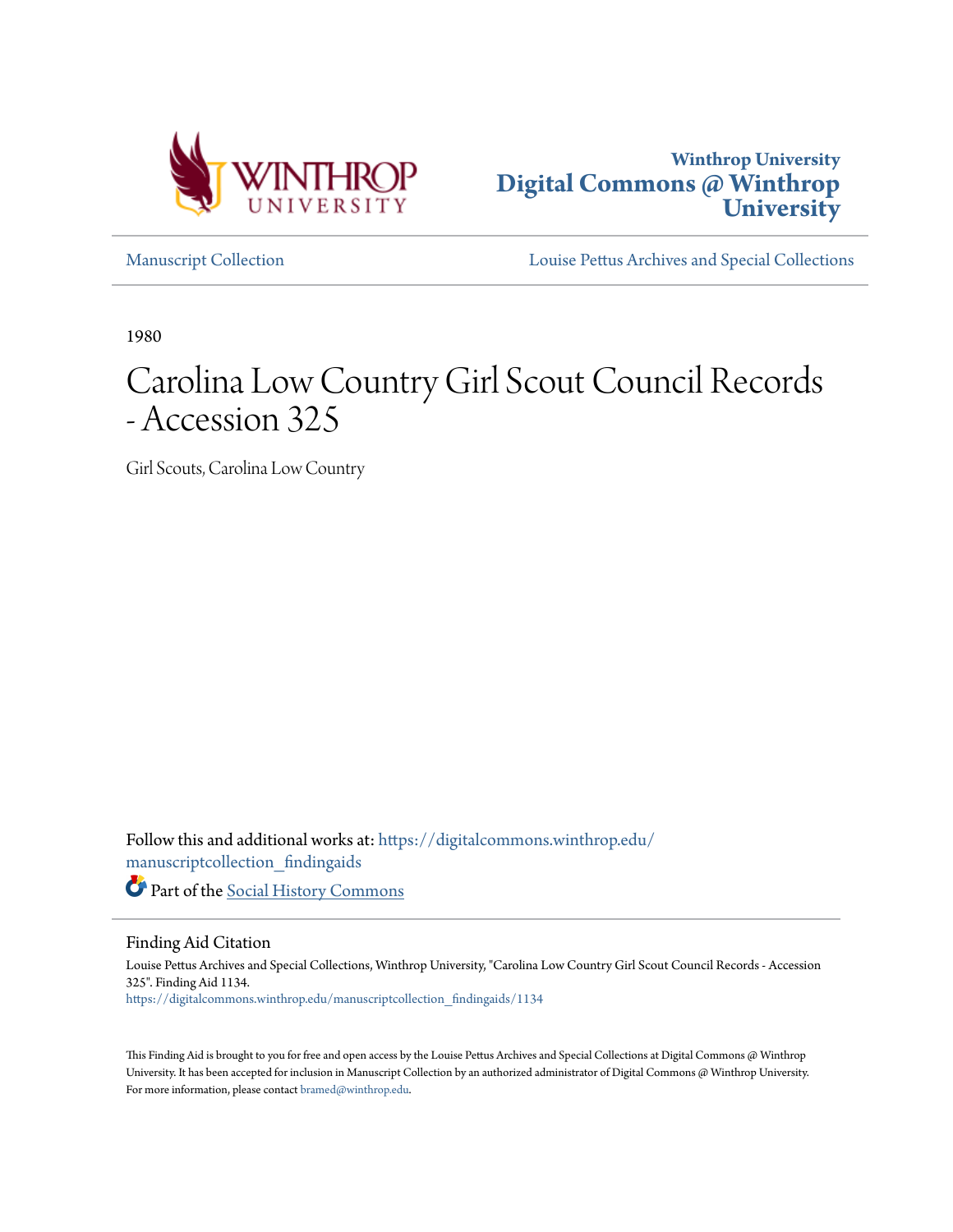Winthrop University
# Digital Commons @ Winthrop University

Manuscript Collection

Louise Pettus Archives and Special Collections

1980

# Carolina Low Country Girl Scout Council Records - Accession 325

Girl Scouts, Carolina Low Country

Follow this and additional works at: https://digitalcommons.winthrop.edu/manuscriptcollection_findingaids

Part of the Social History Commons

## Finding Aid Citation

Louise Pettus Archives and Special Collections, Winthrop University, "Carolina Low Country Girl Scout Council Records - Accession 325". Finding Aid 1134.
https://digitalcommons.winthrop.edu/manuscriptcollection_findingaids/1134

This Finding Aid is brought to you for free and open access by the Louise Pettus Archives and Special Collections at Digital Commons @ Winthrop University. It has been accepted for inclusion in Manuscript Collection by an authorized administrator of Digital Commons @ Winthrop University. For more information, please contact bramed@winthrop.edu.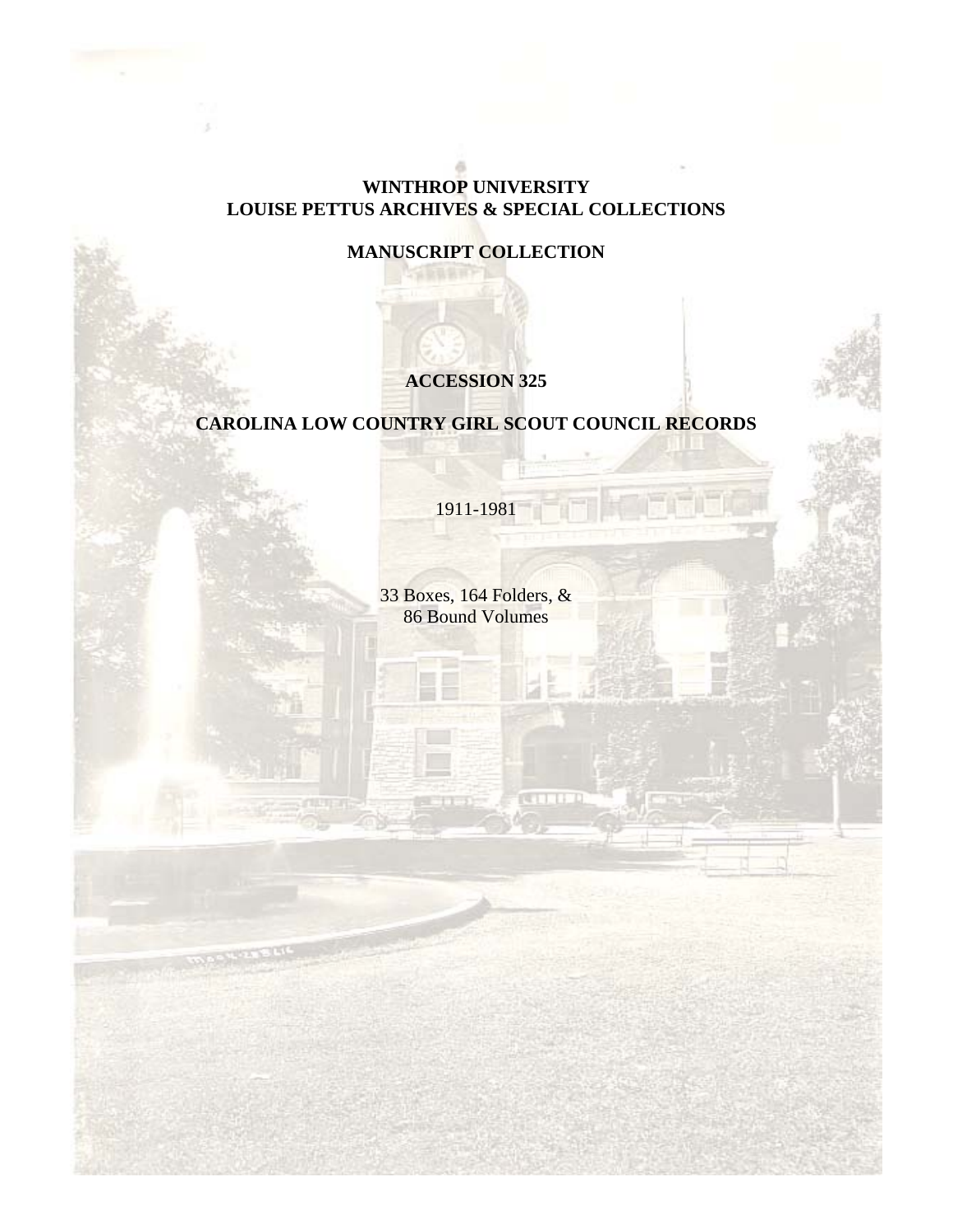**WINTHROP UNIVERSITY**
**LOUISE PETTUS ARCHIVES & SPECIAL COLLECTIONS**

**MANUSCRIPT COLLECTION**

# ACCESSION 325

# CAROLINA LOW COUNTRY GIRL SCOUT COUNCIL RECORDS

1911-1981

33 Boxes, 164 Folders, &
86 Bound Volumes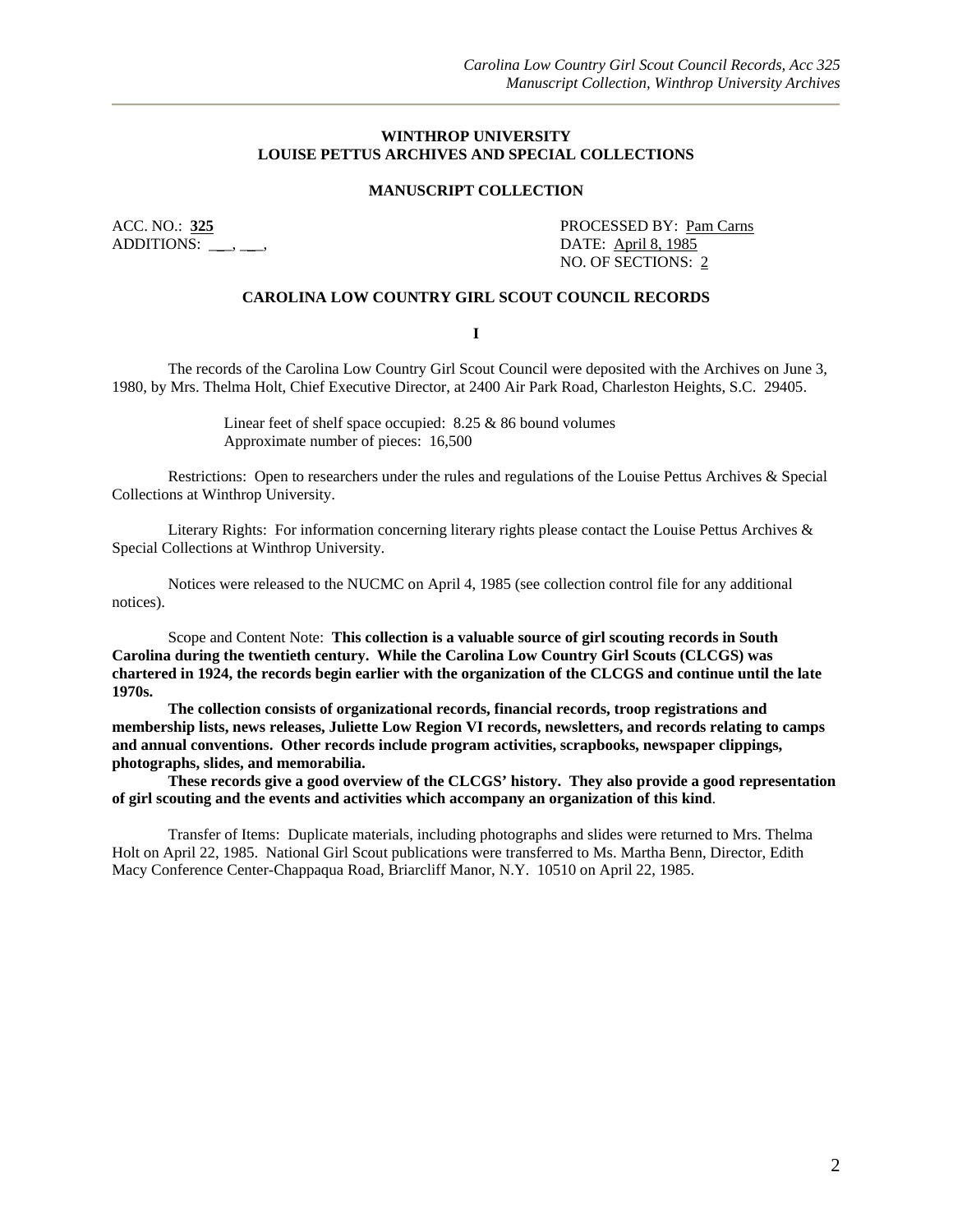**WINTHROP UNIVERSITY**
**LOUISE PETTUS ARCHIVES AND SPECIAL COLLECTIONS**

**MANUSCRIPT COLLECTION**

ACC. NO.: **325**
ADDITIONS: \_\_\_, \_\_\_,

PROCESSED BY: Pam Carns
DATE: April 8, 1985
NO. OF SECTIONS: 2

**CAROLINA LOW COUNTRY GIRL SCOUT COUNCIL RECORDS**

**I**

The records of the Carolina Low Country Girl Scout Council were deposited with the Archives on June 3, 1980, by Mrs. Thelma Holt, Chief Executive Director, at 2400 Air Park Road, Charleston Heights, S.C. 29405.

Linear feet of shelf space occupied: 8.25 & 86 bound volumes
Approximate number of pieces: 16,500

Restrictions: Open to researchers under the rules and regulations of the Louise Pettus Archives & Special Collections at Winthrop University.

Literary Rights: For information concerning literary rights please contact the Louise Pettus Archives & Special Collections at Winthrop University.

Notices were released to the NUCMC on April 4, 1985 (see collection control file for any additional notices).

Scope and Content Note: **This collection is a valuable source of girl scouting records in South Carolina during the twentieth century. While the Carolina Low Country Girl Scouts (CLCGS) was chartered in 1924, the records begin earlier with the organization of the CLCGS and continue until the late 1970s.**

**The collection consists of organizational records, financial records, troop registrations and membership lists, news releases, Juliette Low Region VI records, newsletters, and records relating to camps and annual conventions. Other records include program activities, scrapbooks, newspaper clippings, photographs, slides, and memorabilia.**

**These records give a good overview of the CLCGS' history. They also provide a good representation of girl scouting and the events and activities which accompany an organization of this kind**.

Transfer of Items: Duplicate materials, including photographs and slides were returned to Mrs. Thelma Holt on April 22, 1985. National Girl Scout publications were transferred to Ms. Martha Benn, Director, Edith Macy Conference Center-Chappaqua Road, Briarcliff Manor, N.Y. 10510 on April 22, 1985.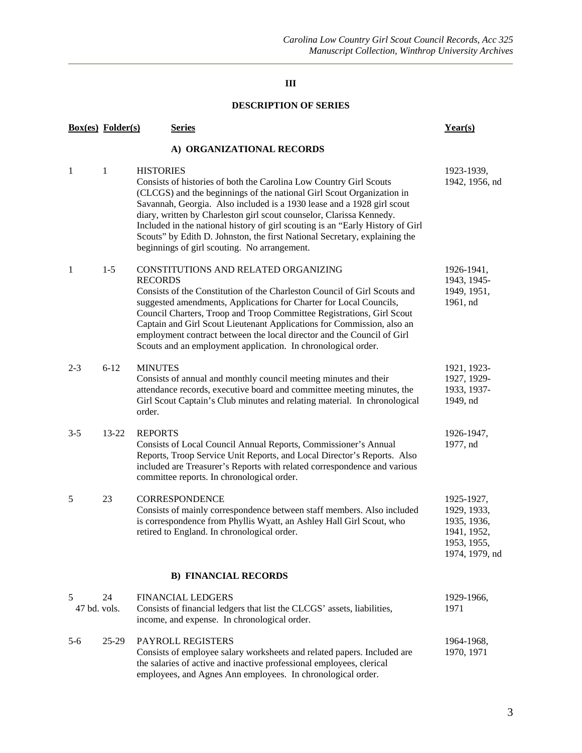## III

## DESCRIPTION OF SERIES

| Box(es) | Folder(s) | Series | Year(s) |
|---|---|---|---|
| | | **A) ORGANIZATIONAL RECORDS** | |
| 1 | 1 | HISTORIES<br>Consists of histories of both the Carolina Low Country Girl Scouts (CLCGS) and the beginnings of the national Girl Scout Organization in Savannah, Georgia. Also included is a 1930 lease and a 1928 girl scout diary, written by Charleston girl scout counselor, Clarissa Kennedy. Included in the national history of girl scouting is an "Early History of Girl Scouts" by Edith D. Johnston, the first National Secretary, explaining the beginnings of girl scouting. No arrangement. | 1923-1939, 1942, 1956, nd |
| 1 | 1-5 | CONSTITUTIONS AND RELATED ORGANIZING RECORDS<br>Consists of the Constitution of the Charleston Council of Girl Scouts and suggested amendments, Applications for Charter for Local Councils, Council Charters, Troop and Troop Committee Registrations, Girl Scout Captain and Girl Scout Lieutenant Applications for Commission, also an employment contract between the local director and the Council of Girl Scouts and an employment application. In chronological order. | 1926-1941, 1943, 1945-1949, 1951, 1961, nd |
| 2-3 | 6-12 | MINUTES<br>Consists of annual and monthly council meeting minutes and their attendance records, executive board and committee meeting minutes, the Girl Scout Captain's Club minutes and relating material. In chronological order. | 1921, 1923-1927, 1929-1933, 1937-1949, nd |
| 3-5 | 13-22 | REPORTS<br>Consists of Local Council Annual Reports, Commissioner's Annual Reports, Troop Service Unit Reports, and Local Director's Reports. Also included are Treasurer's Reports with related correspondence and various committee reports. In chronological order. | 1926-1947, 1977, nd |
| 5 | 23 | CORRESPONDENCE<br>Consists of mainly correspondence between staff members. Also included is correspondence from Phyllis Wyatt, an Ashley Hall Girl Scout, who retired to England. In chronological order. | 1925-1927, 1929, 1933, 1935, 1936, 1941, 1952, 1953, 1955, 1974, 1979, nd |
| | | **B) FINANCIAL RECORDS** | |
| 5 | 24<br>47 bd. vols. | FINANCIAL LEDGERS<br>Consists of financial ledgers that list the CLCGS' assets, liabilities, income, and expense. In chronological order. | 1929-1966, 1971 |
| 5-6 | 25-29 | PAYROLL REGISTERS<br>Consists of employee salary worksheets and related papers. Included are the salaries of active and inactive professional employees, clerical employees, and Agnes Ann employees. In chronological order. | 1964-1968, 1970, 1971 |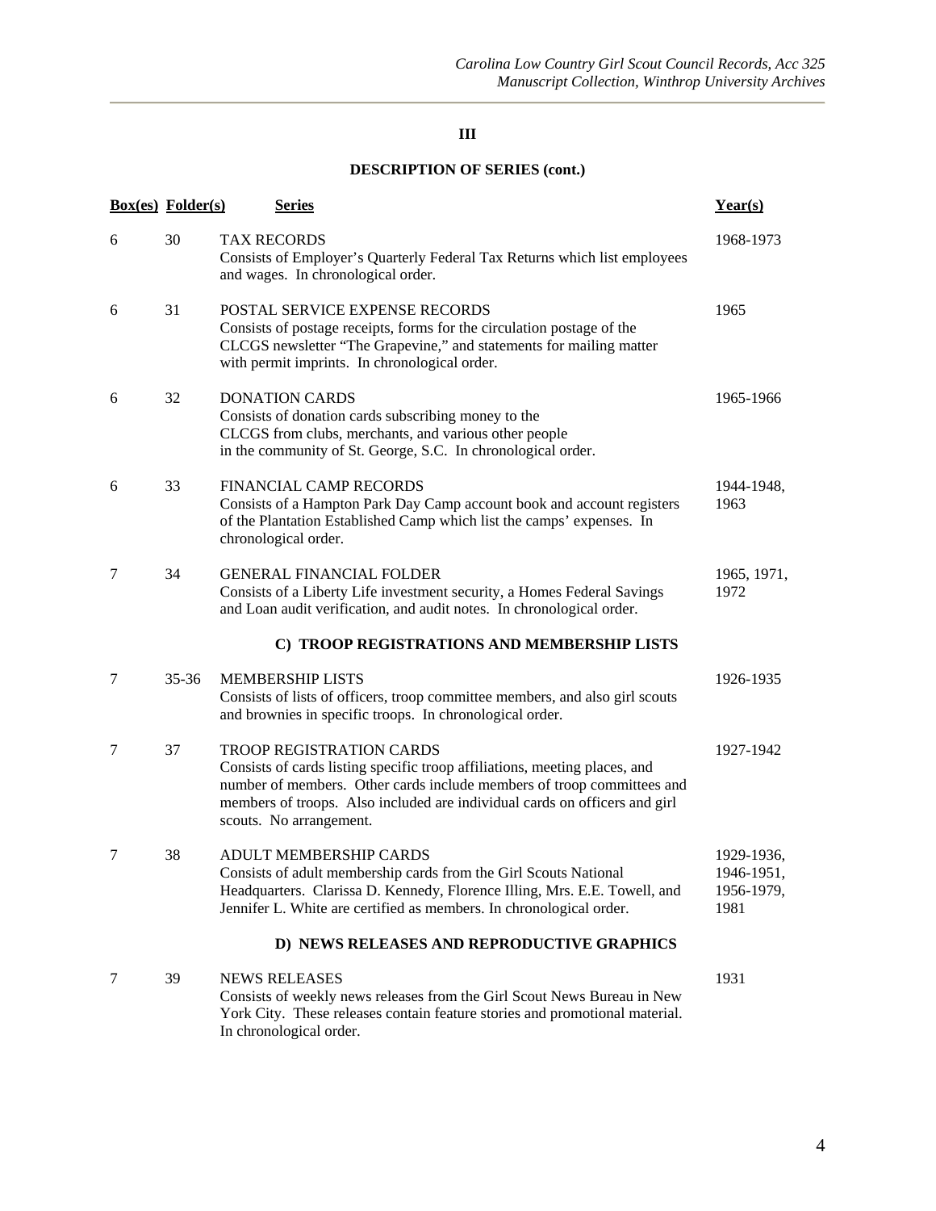## III

## DESCRIPTION OF SERIES (cont.)

| Box(es) | Folder(s) | Series | Year(s) |
|---|---|---|---|
| 6 | 30 | TAX RECORDS<br>Consists of Employer's Quarterly Federal Tax Returns which list employees and wages. In chronological order. | 1968-1973 |
| 6 | 31 | POSTAL SERVICE EXPENSE RECORDS<br>Consists of postage receipts, forms for the circulation postage of the CLCGS newsletter "The Grapevine," and statements for mailing matter with permit imprints. In chronological order. | 1965 |
| 6 | 32 | DONATION CARDS<br>Consists of donation cards subscribing money to the CLCGS from clubs, merchants, and various other people in the community of St. George, S.C. In chronological order. | 1965-1966 |
| 6 | 33 | FINANCIAL CAMP RECORDS<br>Consists of a Hampton Park Day Camp account book and account registers of the Plantation Established Camp which list the camps' expenses. In chronological order. | 1944-1948, 1963 |
| 7 | 34 | GENERAL FINANCIAL FOLDER<br>Consists of a Liberty Life investment security, a Homes Federal Savings and Loan audit verification, and audit notes. In chronological order. | 1965, 1971, 1972 |
| | | **C) TROOP REGISTRATIONS AND MEMBERSHIP LISTS** | |
| 7 | 35-36 | MEMBERSHIP LISTS<br>Consists of lists of officers, troop committee members, and also girl scouts and brownies in specific troops. In chronological order. | 1926-1935 |
| 7 | 37 | TROOP REGISTRATION CARDS<br>Consists of cards listing specific troop affiliations, meeting places, and number of members. Other cards include members of troop committees and members of troops. Also included are individual cards on officers and girl scouts. No arrangement. | 1927-1942 |
| 7 | 38 | ADULT MEMBERSHIP CARDS<br>Consists of adult membership cards from the Girl Scouts National Headquarters. Clarissa D. Kennedy, Florence Illing, Mrs. E.E. Towell, and Jennifer L. White are certified as members. In chronological order. | 1929-1936, 1946-1951, 1956-1979, 1981 |
| | | **D) NEWS RELEASES AND REPRODUCTIVE GRAPHICS** | |
| 7 | 39 | NEWS RELEASES<br>Consists of weekly news releases from the Girl Scout News Bureau in New York City. These releases contain feature stories and promotional material. In chronological order. | 1931 |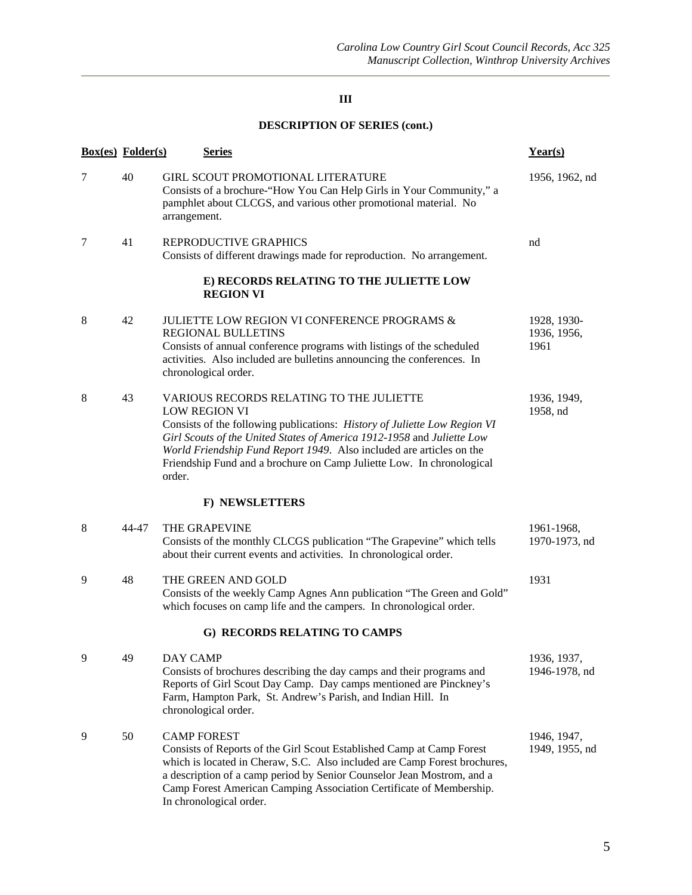**III**

**DESCRIPTION OF SERIES (cont.)**

| Box(es) | Folder(s) | Series | Year(s) |
|---|---|---|---|
| 7 | 40 | GIRL SCOUT PROMOTIONAL LITERATURE<br>Consists of a brochure-"How You Can Help Girls in Your Community," a pamphlet about CLCGS, and various other promotional material. No arrangement. | 1956, 1962, nd |
| 7 | 41 | REPRODUCTIVE GRAPHICS<br>Consists of different drawings made for reproduction. No arrangement. | nd |
| | | **E) RECORDS RELATING TO THE JULIETTE LOW REGION VI** | |
| 8 | 42 | JULIETTE LOW REGION VI CONFERENCE PROGRAMS & REGIONAL BULLETINS<br>Consists of annual conference programs with listings of the scheduled activities. Also included are bulletins announcing the conferences. In chronological order. | 1928, 1930-1936, 1956, 1961 |
| 8 | 43 | VARIOUS RECORDS RELATING TO THE JULIETTE LOW REGION VI<br>Consists of the following publications: *History of Juliette Low Region VI Girl Scouts of the United States of America 1912-1958* and *Juliette Low World Friendship Fund Report 1949*. Also included are articles on the Friendship Fund and a brochure on Camp Juliette Low. In chronological order. | 1936, 1949, 1958, nd |
| | | **F) NEWSLETTERS** | |
| 8 | 44-47 | THE GRAPEVINE<br>Consists of the monthly CLCGS publication "The Grapevine" which tells about their current events and activities. In chronological order. | 1961-1968, 1970-1973, nd |
| 9 | 48 | THE GREEN AND GOLD<br>Consists of the weekly Camp Agnes Ann publication "The Green and Gold" which focuses on camp life and the campers. In chronological order. | 1931 |
| | | **G) RECORDS RELATING TO CAMPS** | |
| 9 | 49 | DAY CAMP<br>Consists of brochures describing the day camps and their programs and Reports of Girl Scout Day Camp. Day camps mentioned are Pinckney's Farm, Hampton Park, St. Andrew's Parish, and Indian Hill. In chronological order. | 1936, 1937, 1946-1978, nd |
| 9 | 50 | CAMP FOREST<br>Consists of Reports of the Girl Scout Established Camp at Camp Forest which is located in Cheraw, S.C. Also included are Camp Forest brochures, a description of a camp period by Senior Counselor Jean Mostrom, and a Camp Forest American Camping Association Certificate of Membership. In chronological order. | 1946, 1947, 1949, 1955, nd |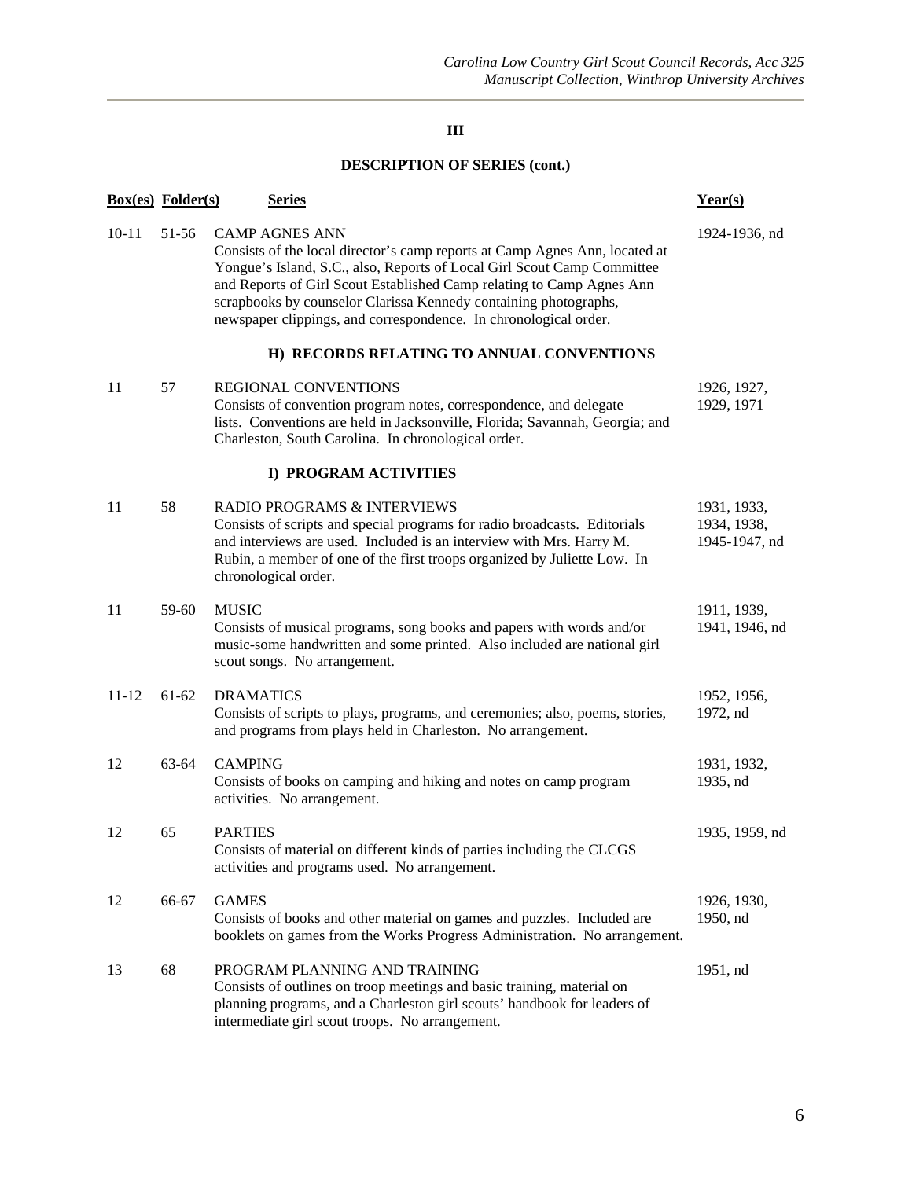### III

### DESCRIPTION OF SERIES (cont.)

| Box(es) | Folder(s) | Series | Year(s) |
|---|---|---|---|
| 10-11 | 51-56 | CAMP AGNES ANN<br>Consists of the local director's camp reports at Camp Agnes Ann, located at Yongue's Island, S.C., also, Reports of Local Girl Scout Camp Committee and Reports of Girl Scout Established Camp relating to Camp Agnes Ann scrapbooks by counselor Clarissa Kennedy containing photographs, newspaper clippings, and correspondence. In chronological order. | 1924-1936, nd |
| | | **H) RECORDS RELATING TO ANNUAL CONVENTIONS** | |
| 11 | 57 | REGIONAL CONVENTIONS<br>Consists of convention program notes, correspondence, and delegate lists. Conventions are held in Jacksonville, Florida; Savannah, Georgia; and Charleston, South Carolina. In chronological order. | 1926, 1927, 1929, 1971 |
| | | **I) PROGRAM ACTIVITIES** | |
| 11 | 58 | RADIO PROGRAMS & INTERVIEWS<br>Consists of scripts and special programs for radio broadcasts. Editorials and interviews are used. Included is an interview with Mrs. Harry M. Rubin, a member of one of the first troops organized by Juliette Low. In chronological order. | 1931, 1933, 1934, 1938, 1945-1947, nd |
| 11 | 59-60 | MUSIC<br>Consists of musical programs, song books and papers with words and/or music-some handwritten and some printed. Also included are national girl scout songs. No arrangement. | 1911, 1939, 1941, 1946, nd |
| 11-12 | 61-62 | DRAMATICS<br>Consists of scripts to plays, programs, and ceremonies; also, poems, stories, and programs from plays held in Charleston. No arrangement. | 1952, 1956, 1972, nd |
| 12 | 63-64 | CAMPING<br>Consists of books on camping and hiking and notes on camp program activities. No arrangement. | 1931, 1932, 1935, nd |
| 12 | 65 | PARTIES<br>Consists of material on different kinds of parties including the CLCGS activities and programs used. No arrangement. | 1935, 1959, nd |
| 12 | 66-67 | GAMES<br>Consists of books and other material on games and puzzles. Included are booklets on games from the Works Progress Administration. No arrangement. | 1926, 1930, 1950, nd |
| 13 | 68 | PROGRAM PLANNING AND TRAINING<br>Consists of outlines on troop meetings and basic training, material on planning programs, and a Charleston girl scouts' handbook for leaders of intermediate girl scout troops. No arrangement. | 1951, nd |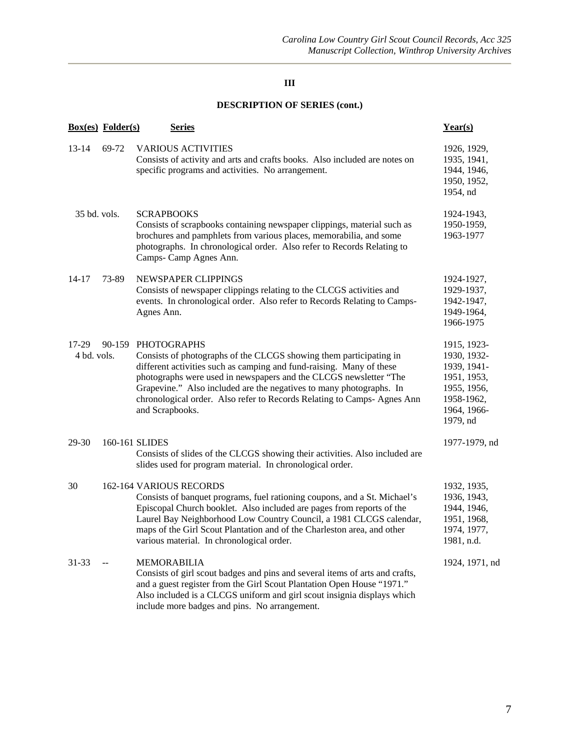### III

### DESCRIPTION OF SERIES (cont.)

| Box(es) | Folder(s) | Series | Year(s) |
|---|---|---|---|
| 13-14 | 69-72 | VARIOUS ACTIVITIES<br>Consists of activity and arts and crafts books. Also included are notes on specific programs and activities. No arrangement. | 1926, 1929, 1935, 1941, 1944, 1946, 1950, 1952, 1954, nd |
| 35 bd. vols. | | SCRAPBOOKS<br>Consists of scrapbooks containing newspaper clippings, material such as brochures and pamphlets from various places, memorabilia, and some photographs. In chronological order. Also refer to Records Relating to Camps- Camp Agnes Ann. | 1924-1943, 1950-1959, 1963-1977 |
| 14-17 | 73-89 | NEWSPAPER CLIPPINGS<br>Consists of newspaper clippings relating to the CLCGS activities and events. In chronological order. Also refer to Records Relating to Camps- Agnes Ann. | 1924-1927, 1929-1937, 1942-1947, 1949-1964, 1966-1975 |
| 17-29<br>4 bd. vols. | 90-159 | PHOTOGRAPHS<br>Consists of photographs of the CLCGS showing them participating in different activities such as camping and fund-raising. Many of these photographs were used in newspapers and the CLCGS newsletter "The Grapevine." Also included are the negatives to many photographs. In chronological order. Also refer to Records Relating to Camps- Agnes Ann and Scrapbooks. | 1915, 1923-1930, 1932-1939, 1941-1951, 1953, 1955, 1956, 1958-1962, 1964, 1966-1979, nd |
| 29-30 | 160-161 | SLIDES<br>Consists of slides of the CLCGS showing their activities. Also included are slides used for program material. In chronological order. | 1977-1979, nd |
| 30 | 162-164 | VARIOUS RECORDS<br>Consists of banquet programs, fuel rationing coupons, and a St. Michael's Episcopal Church booklet. Also included are pages from reports of the Laurel Bay Neighborhood Low Country Council, a 1981 CLCGS calendar, maps of the Girl Scout Plantation and of the Charleston area, and other various material. In chronological order. | 1932, 1935, 1936, 1943, 1944, 1946, 1951, 1968, 1974, 1977, 1981, n.d. |
| 31-33 | -- | MEMORABILIA<br>Consists of girl scout badges and pins and several items of arts and crafts, and a guest register from the Girl Scout Plantation Open House "1971." Also included is a CLCGS uniform and girl scout insignia displays which include more badges and pins. No arrangement. | 1924, 1971, nd |